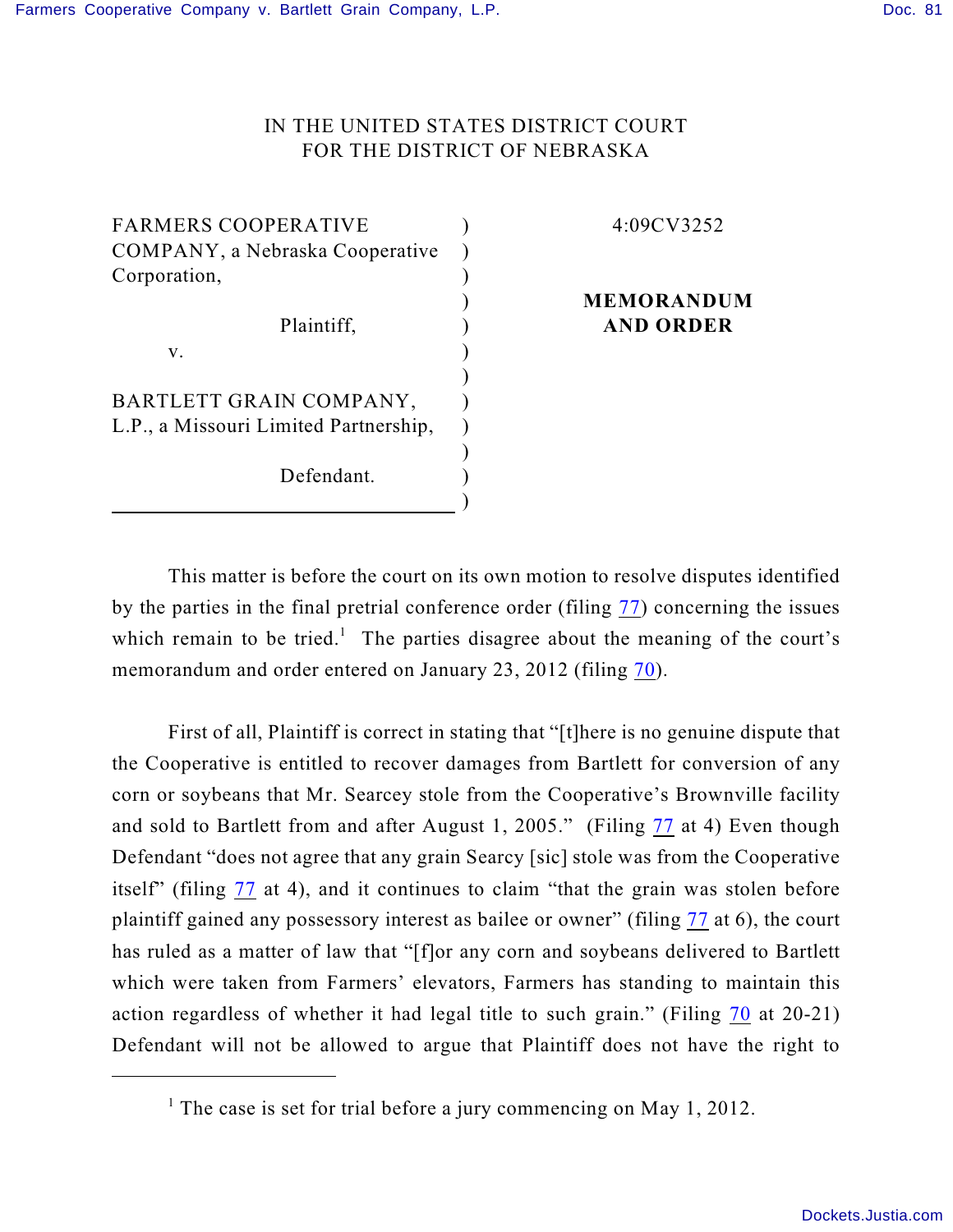IN THE UNITED STATES DISTRICT COURT
FOR THE DISTRICT OF NEBRASKA

| | | |
|---|---|---|
| FARMERS COOPERATIVE COMPANY, a Nebraska Cooperative Corporation, Plaintiff, v. BARTLETT GRAIN COMPANY, L.P., a Missouri Limited Partnership, Defendant. | ) | 4:09CV3252 **MEMORANDUM AND ORDER** |

This matter is before the court on its own motion to resolve disputes identified by the parties in the final pretrial conference order (filing 77) concerning the issues which remain to be tried.[1] The parties disagree about the meaning of the court's memorandum and order entered on January 23, 2012 (filing 70).

First of all, Plaintiff is correct in stating that "[t]here is no genuine dispute that the Cooperative is entitled to recover damages from Bartlett for conversion of any corn or soybeans that Mr. Searcey stole from the Cooperative's Brownville facility and sold to Bartlett from and after August 1, 2005." (Filing 77 at 4) Even though Defendant "does not agree that any grain Searcy [sic] stole was from the Cooperative itself" (filing 77 at 4), and it continues to claim "that the grain was stolen before plaintiff gained any possessory interest as bailee or owner" (filing 77 at 6), the court has ruled as a matter of law that "[f]or any corn and soybeans delivered to Bartlett which were taken from Farmers' elevators, Farmers has standing to maintain this action regardless of whether it had legal title to such grain." (Filing 70 at 20-21) Defendant will not be allowed to argue that Plaintiff does not have the right to

[1] The case is set for trial before a jury commencing on May 1, 2012.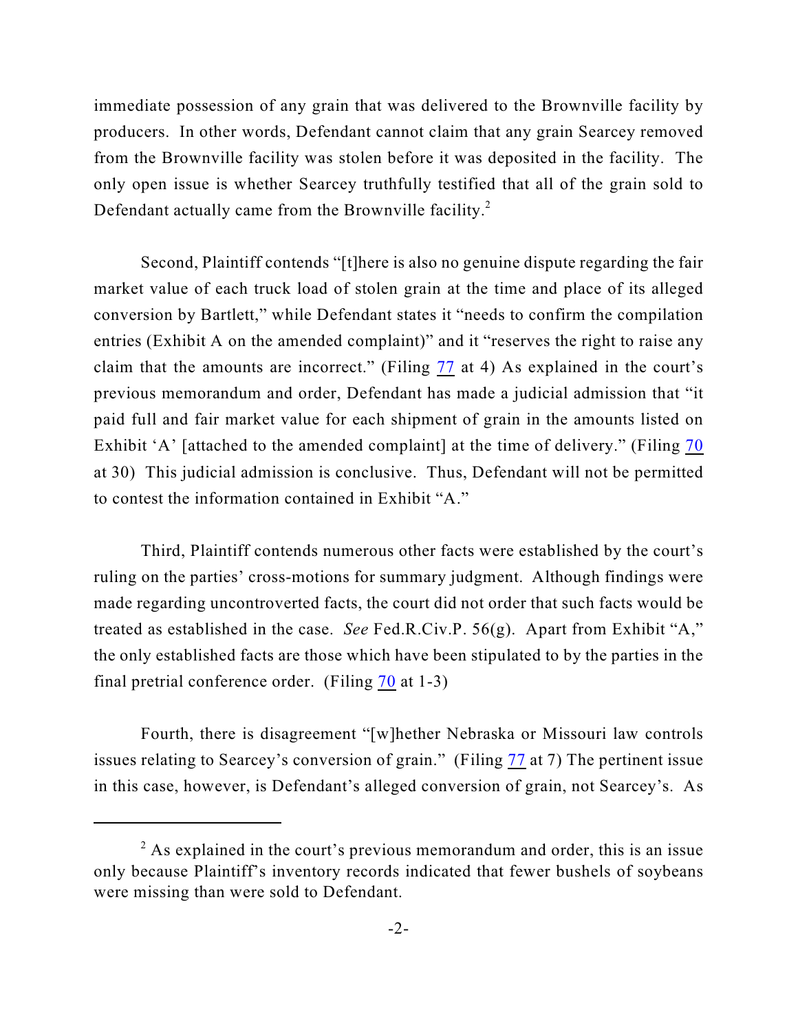immediate possession of any grain that was delivered to the Brownville facility by producers. In other words, Defendant cannot claim that any grain Searcey removed from the Brownville facility was stolen before it was deposited in the facility. The only open issue is whether Searcey truthfully testified that all of the grain sold to Defendant actually came from the Brownville facility.[2]

Second, Plaintiff contends "[t]here is also no genuine dispute regarding the fair market value of each truck load of stolen grain at the time and place of its alleged conversion by Bartlett," while Defendant states it "needs to confirm the compilation entries (Exhibit A on the amended complaint)" and it "reserves the right to raise any claim that the amounts are incorrect." (Filing 77 at 4) As explained in the court's previous memorandum and order, Defendant has made a judicial admission that "it paid full and fair market value for each shipment of grain in the amounts listed on Exhibit 'A' [attached to the amended complaint] at the time of delivery." (Filing 70 at 30) This judicial admission is conclusive. Thus, Defendant will not be permitted to contest the information contained in Exhibit "A."

Third, Plaintiff contends numerous other facts were established by the court's ruling on the parties' cross-motions for summary judgment. Although findings were made regarding uncontroverted facts, the court did not order that such facts would be treated as established in the case. *See* Fed.R.Civ.P. 56(g). Apart from Exhibit "A," the only established facts are those which have been stipulated to by the parties in the final pretrial conference order. (Filing 70 at 1-3)

Fourth, there is disagreement "[w]hether Nebraska or Missouri law controls issues relating to Searcey's conversion of grain." (Filing 77 at 7) The pertinent issue in this case, however, is Defendant's alleged conversion of grain, not Searcey's. As

[2] As explained in the court's previous memorandum and order, this is an issue only because Plaintiff's inventory records indicated that fewer bushels of soybeans were missing than were sold to Defendant.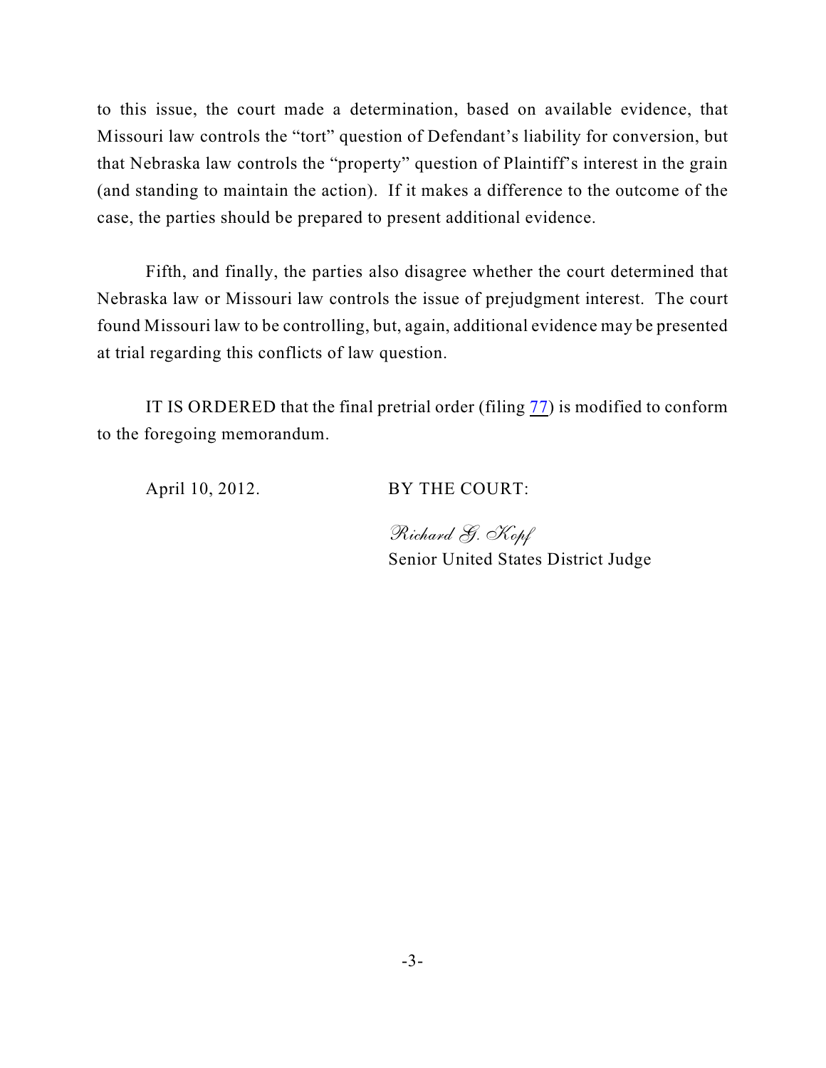to this issue, the court made a determination, based on available evidence, that Missouri law controls the "tort" question of Defendant's liability for conversion, but that Nebraska law controls the "property" question of Plaintiff's interest in the grain (and standing to maintain the action). If it makes a difference to the outcome of the case, the parties should be prepared to present additional evidence.

Fifth, and finally, the parties also disagree whether the court determined that Nebraska law or Missouri law controls the issue of prejudgment interest. The court found Missouri law to be controlling, but, again, additional evidence may be presented at trial regarding this conflicts of law question.

IT IS ORDERED that the final pretrial order (filing 77) is modified to conform to the foregoing memorandum.

April 10, 2012.

BY THE COURT:

*Richard G. Kopf*
Senior United States District Judge